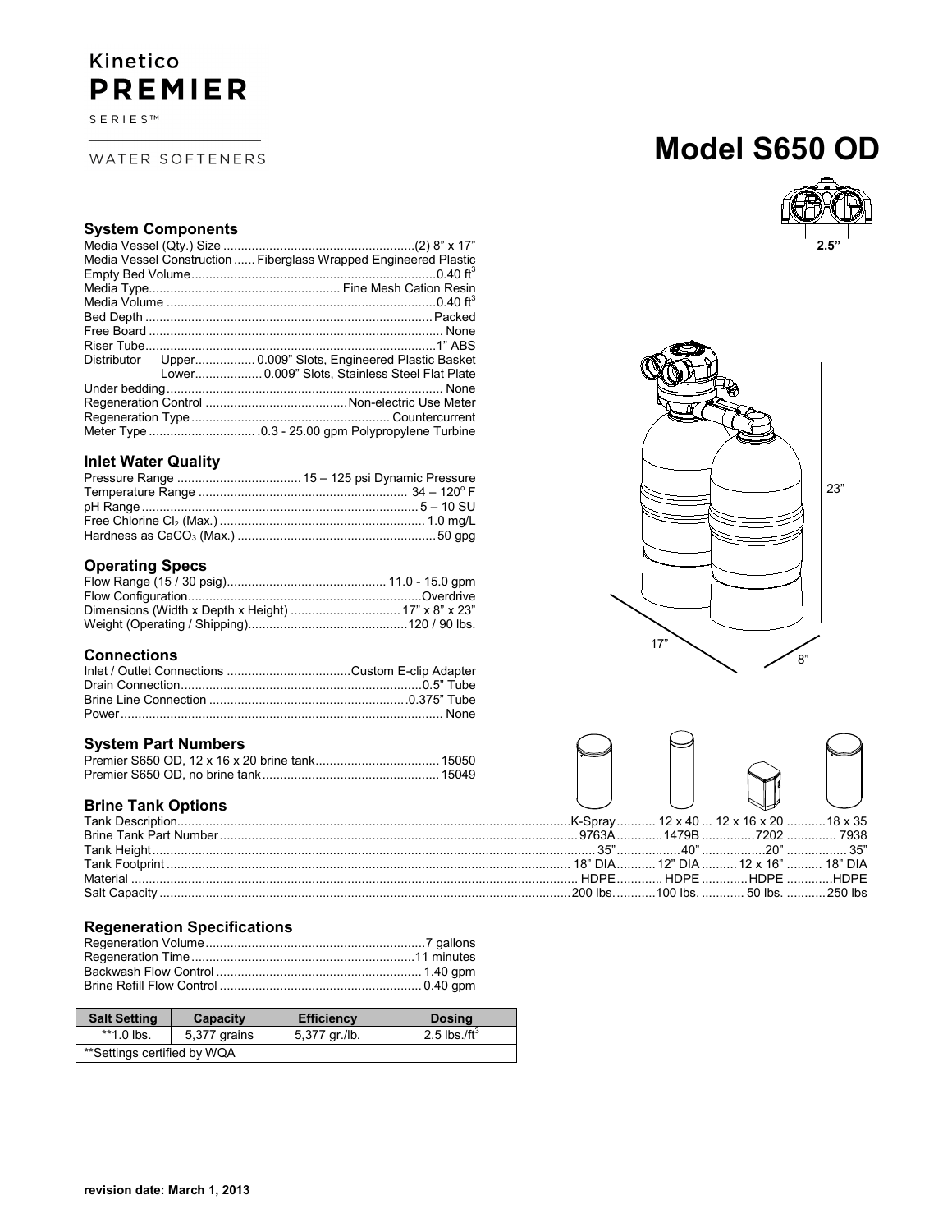Kinetico

**PREMIER**

SERIES™

WATER SOFTENERS

# Model S650 OD

## System Components

| | |
|---|---|
| Media Vessel (Qty.) Size | (2) 8" x 17" |
| Media Vessel Construction | Fiberglass Wrapped Engineered Plastic |
| Empty Bed Volume | 0.40 $ft^3$ |
| Media Type | Fine Mesh Cation Resin |
| Media Volume | 0.40 $ft^3$ |
| Bed Depth | Packed |
| Free Board | None |
| Riser Tube | 1" ABS |
| Distributor Upper | 0.009" Slots, Engineered Plastic Basket |
| Distributor Lower | 0.009" Slots, Stainless Steel Flat Plate |
| Under bedding | None |
| Regeneration Control | Non-electric Use Meter |
| Regeneration Type | Countercurrent |
| Meter Type | .0.3 - 25.00 gpm Polypropylene Turbine |

## Inlet Water Quality

| | |
|---|---|
| Pressure Range | 15 – 125 psi Dynamic Pressure |
| Temperature Range | 34 – 120° F |
| pH Range | 5 – 10 SU |
| Free Chlorine $Cl_2$ (Max.) | 1.0 mg/L |
| Hardness as $CaCO_3$ (Max.) | 50 gpg |

## Operating Specs

| | |
|---|---|
| Flow Range (15 / 30 psig) | 11.0 - 15.0 gpm |
| Flow Configuration | Overdrive |
| Dimensions (Width x Depth x Height) | 17" x 8" x 23" |
| Weight (Operating / Shipping) | 120 / 90 lbs. |

## Connections

| | |
|---|---|
| Inlet / Outlet Connections | Custom E-clip Adapter |
| Drain Connection | 0.5" Tube |
| Brine Line Connection | 0.375" Tube |
| Power | None |

## System Part Numbers

| | |
|---|---|
| Premier S650 OD, 12 x 16 x 20 brine tank | 15050 |
| Premier S650 OD, no brine tank | 15049 |

## Brine Tank Options

| Tank Description | K-Spray | 12 x 40 | 12 x 16 x 20 | 18 x 35 |
|---|---|---|---|---|
| Brine Tank Part Number | 9763A | 1479B | 7202 | 7938 |
| Tank Height | 35" | 40" | 20" | 35" |
| Tank Footprint | 18" DIA | 12" DIA | 12 x 16" | 18" DIA |
| Material | HDPE | HDPE | HDPE | HDPE |
| Salt Capacity | 200 lbs. | 100 lbs. | 50 lbs. | 250 lbs |

## Regeneration Specifications

| | |
|---|---|
| Regeneration Volume | 7 gallons |
| Regeneration Time | 11 minutes |
| Backwash Flow Control | 1.40 gpm |
| Brine Refill Flow Control | 0.40 gpm |

| Salt Setting | Capacity | Efficiency | Dosing |
|---|---|---|---|
| **1.0 lbs. | 5,377 grains | 5,377 gr./lb. | 2.5 lbs./$ft^3$ |
| **Settings certified by WQA | | | |

2.5"

23"

17"

8"

**revision date: March 1, 2013**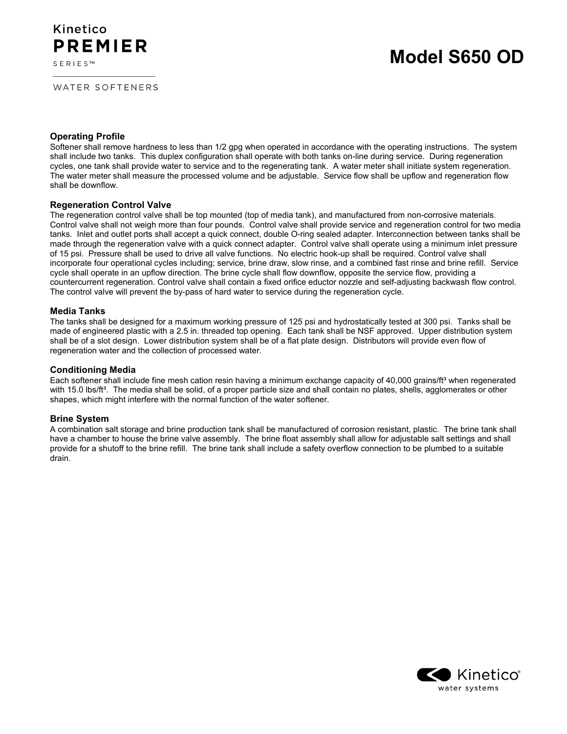Kinetico
PREMIER
SERIES™

WATER SOFTENERS

# Model S650 OD

### Operating Profile

Softener shall remove hardness to less than 1/2 gpg when operated in accordance with the operating instructions. The system shall include two tanks. This duplex configuration shall operate with both tanks on-line during service. During regeneration cycles, one tank shall provide water to service and to the regenerating tank. A water meter shall initiate system regeneration. The water meter shall measure the processed volume and be adjustable. Service flow shall be upflow and regeneration flow shall be downflow.

### Regeneration Control Valve

The regeneration control valve shall be top mounted (top of media tank), and manufactured from non-corrosive materials. Control valve shall not weigh more than four pounds. Control valve shall provide service and regeneration control for two media tanks. Inlet and outlet ports shall accept a quick connect, double O-ring sealed adapter. Interconnection between tanks shall be made through the regeneration valve with a quick connect adapter. Control valve shall operate using a minimum inlet pressure of 15 psi. Pressure shall be used to drive all valve functions. No electric hook-up shall be required. Control valve shall incorporate four operational cycles including; service, brine draw, slow rinse, and a combined fast rinse and brine refill. Service cycle shall operate in an upflow direction. The brine cycle shall flow downflow, opposite the service flow, providing a countercurrent regeneration. Control valve shall contain a fixed orifice eductor nozzle and self-adjusting backwash flow control. The control valve will prevent the by-pass of hard water to service during the regeneration cycle.

### Media Tanks

The tanks shall be designed for a maximum working pressure of 125 psi and hydrostatically tested at 300 psi. Tanks shall be made of engineered plastic with a 2.5 in. threaded top opening. Each tank shall be NSF approved. Upper distribution system shall be of a slot design. Lower distribution system shall be of a flat plate design. Distributors will provide even flow of regeneration water and the collection of processed water.

### Conditioning Media

Each softener shall include fine mesh cation resin having a minimum exchange capacity of 40,000 grains/ft³ when regenerated with 15.0 lbs/ft³. The media shall be solid, of a proper particle size and shall contain no plates, shells, agglomerates or other shapes, which might interfere with the normal function of the water softener.

### Brine System

A combination salt storage and brine production tank shall be manufactured of corrosion resistant, plastic. The brine tank shall have a chamber to house the brine valve assembly. The brine float assembly shall allow for adjustable salt settings and shall provide for a shutoff to the brine refill. The brine tank shall include a safety overflow connection to be plumbed to a suitable drain.

Kinetico®
water systems